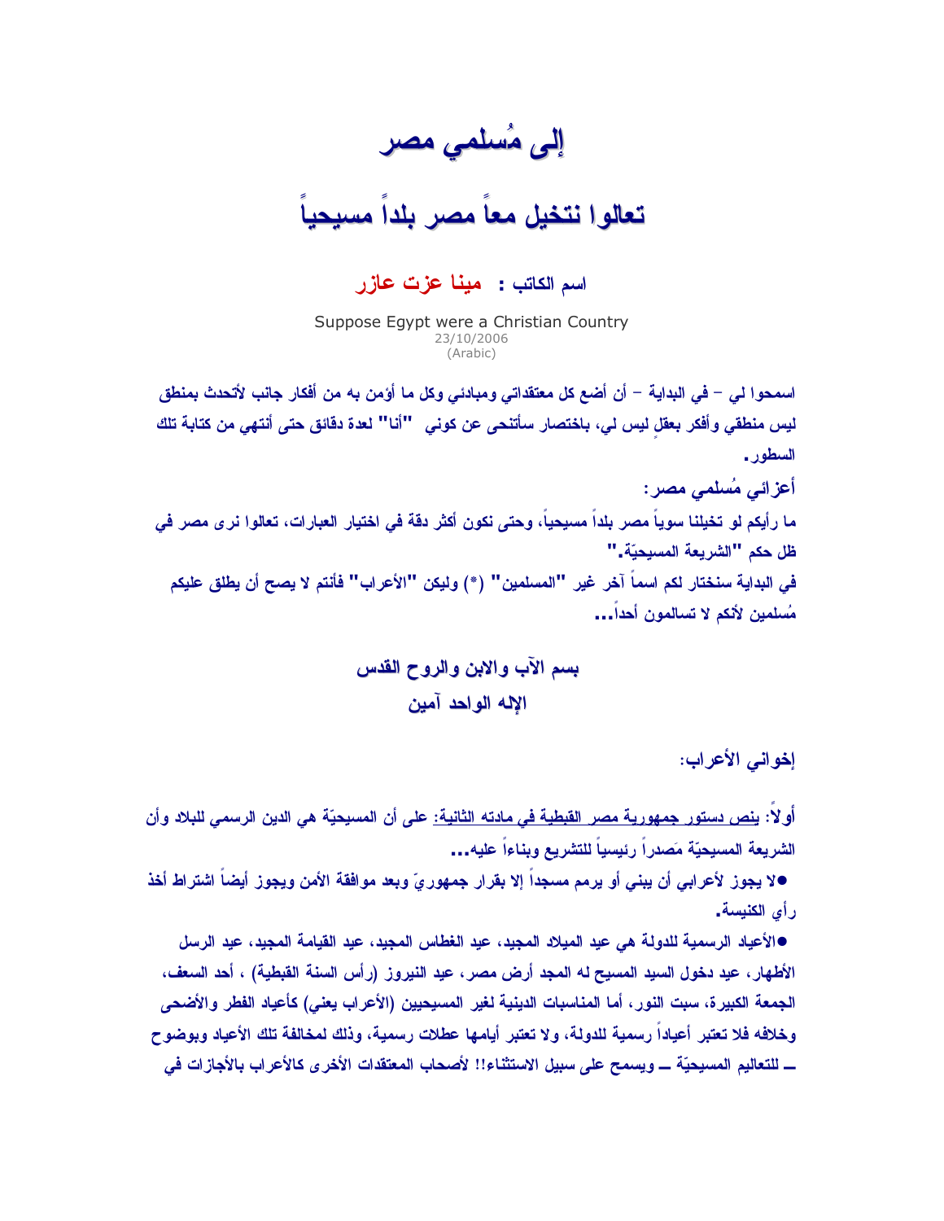# إلى مُسلمي مصر

## تعالوا نتخيل معاً مصر بلداً مسيحياً

**اسم الكاتب : مينا عزت عازر**

Suppose Egypt were a Christian Country
23/10/2006
(Arabic)

**اسمحوا لي – في البداية – أن أضع كل معتقداتي ومبادئي وكل ما أؤمن به من أفكار جانب لأتحدث بمنطق ليس منطقي وأفكر بعقلٍ ليس لي، باختصار سأتنحى عن كوني "أنا" لعدة دقائق حتى أنتهي من كتابة تلك السطور.**

**أعزائي مُسلمي مصر:**

**ما رأيكم لو تخيلنا سوياً مصر بلداً مسيحياً، وحتى نكون أكثر دقة في اختيار العبارات، تعالوا نرى مصر في ظل حكم "الشريعة المسيحيّة."**

**في البداية سنختار لكم اسماً آخر غير "المسلمين" (*) وليكن "الأعراب" فأنتم لا يصح أن يطلق عليكم مُسلمين لأنكم لا تسالمون أحداً...**

**بسم الآب والابن والروح القدس**

**الإله الواحد آمين**

**إخواني الأعراب:**

**أولاً: <u>ينص دستور جمهورية مصر القبطية في مادته الثانية:</u> على أن المسيحيّة هي الدين الرسمي للبلاد وأن الشريعة المسيحيّة مَصدراً رئيسياً للتشريع وبناءاً عليه...**

- **لا يجوز لأعرابي أن يبني أو يرمم مسجداً إلا بقرار جمهوريّ وبعد موافقة الأمن ويجوز أيضاً اشتراط أخذ رأي الكنيسة.**
- **الأعياد الرسمية للدولة هي عيد الميلاد المجيد، عيد الغطاس المجيد، عيد القيامة المجيد، عيد الرسل الأطهار، عيد دخول السيد المسيح له المجد أرض مصر، عيد النيروز (رأس السنة القبطية) ، أحد السعف، الجمعة الكبيرة، سبت النور، أما المناسبات الدينية لغير المسيحيين (الأعراب يعني) كأعياد الفطر والأضحى وخلافه فلا تعتبر أعياداً رسمية للدولة، ولا تعتبر أيامها عطلات رسمية، وذلك لمخالفة تلك الأعياد وبوضوح ــ للتعاليم المسيحيّة ــ ويسمح على سبيل الاستثناء!! لأصحاب المعتقدات الأخرى كالأعراب بالأجازات في**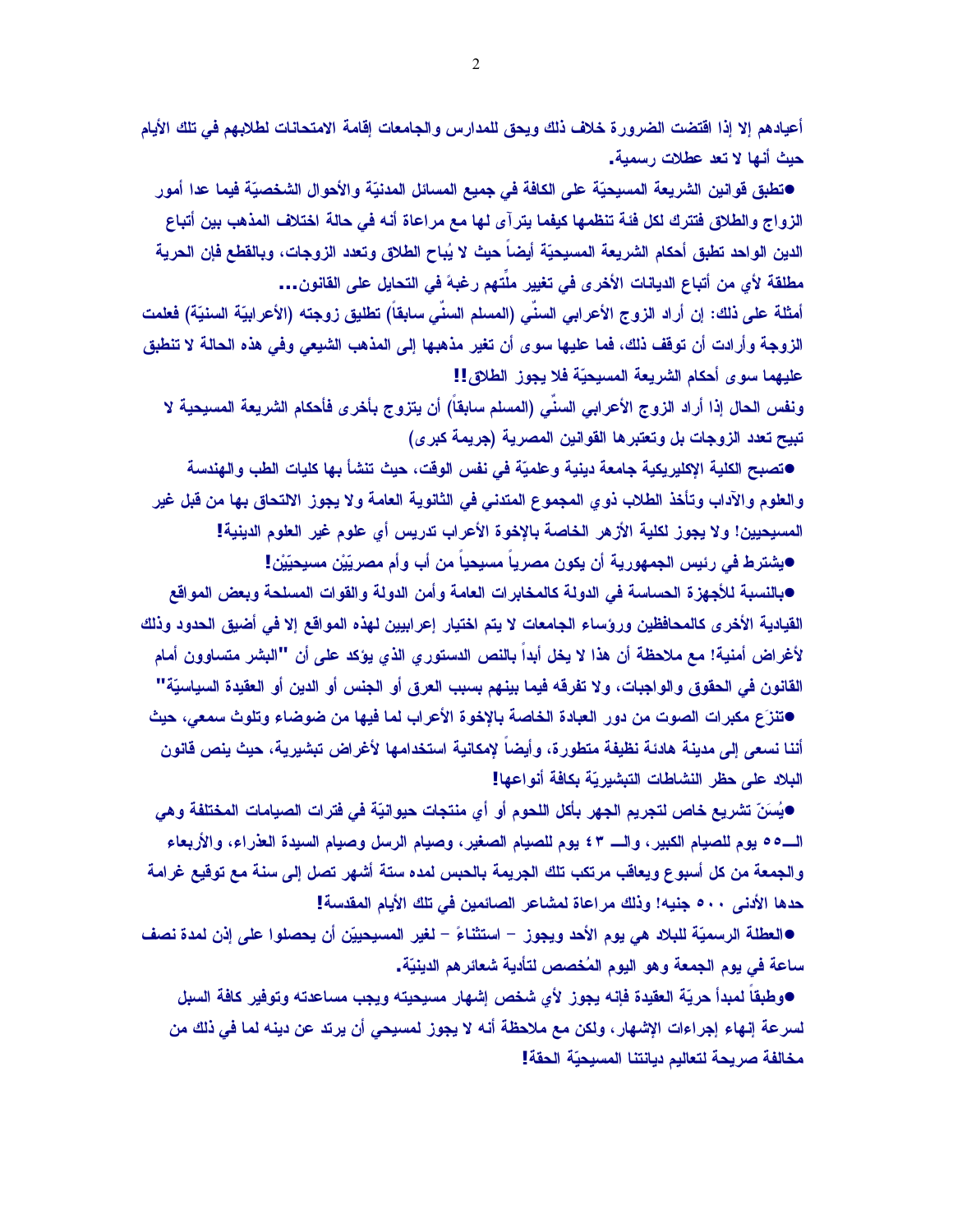أعيادهم إلا إذا اقتضت الضرورة خلاف ذلك ويحق للمدارس والجامعات إقامة الامتحانات لطلابهم في تلك الأيام حيث أنها لا تعد عطلات رسمية.

●تطبق قوانين الشريعة المسيحيّة على الكافة في جميع المسائل المدنيّة والأحوال الشخصيّة فيما عدا أمور الزواج والطلاق فتترك لكل فئة تنظمها كيفما يترآى لها مع مراعاة أنه في حالة اختلاف المذهب بين أتباع الدين الواحد تطبق أحكام الشريعة المسيحيّة أيضاً حيث لا يُباح الطلاق وتعدد الزوجات، وبالقطع فإن الحرية مطلقة لأي من أتباع الديانات الأخرى في تغيير ملّتهم رغبةً في التحايل على القانون...

أمثلة على ذلك: إن أراد الزوج الأعرابي السنّي (المسلم السنّي سابقاً) تطليق زوجته (الأعرابيّة السنيّة) فعلمت الزوجة وأرادت أن توقف ذلك، فما عليها سوى أن تغير مذهبها إلى المذهب الشيعي وفي هذه الحالة لا تنطبق عليهما سوى أحكام الشريعة المسيحيّة فلا يجوز الطلاق!!

ونفس الحال إذا أراد الزوج الأعرابي السنّي (المسلم سابقاً) أن يتزوج بأخرى فأحكام الشريعة المسيحية لا تبيح تعدد الزوجات بل وتعتبرها القوانين المصرية (جريمة كبرى)

●تصبح الكلية الإكليريكية جامعة دينية وعلميّة في نفس الوقت، حيث تنشأ بها كليات الطب والهندسة والعلوم والآداب وتأخذ الطلاب ذوي المجموع المتدني في الثانوية العامة ولا يجوز الالتحاق بها من قبل غير المسيحيين! ولا يجوز لكلية الأزهر الخاصة بالإخوة الأعراب تدريس أي علوم غير العلوم الدينية!

●يشترط في رئيس الجمهورية أن يكون مصرياً مسيحياً من أب وأم مصريّيْن مسيحيّيْن!

●بالنسبة للأجهزة الحساسة في الدولة كالمخابرات العامة وأمن الدولة والقوات المسلحة وبعض المواقع القيادية الأخرى كالمحافظين ورؤساء الجامعات لا يتم اختيار إعرابيين لهذه المواقع إلا في أضيق الحدود وذلك لأغراض أمنية! مع ملاحظة أن هذا لا يخل أبداً بالنص الدستوري الذي يؤكد على أن "البشر متساوون أمام القانون في الحقوق والواجبات، ولا تفرقه فيما بينهم بسبب العرق أو الجنس أو الدين أو العقيدة السياسيّة"

●تنزَع مكبرات الصوت من دور العبادة الخاصة بالإخوة الأعراب لما فيها من ضوضاء وتلوث سمعي، حيث أننا نسعى إلى مدينة هادئة نظيفة متطورة، وأيضاً لإمكانية استخدامها لأغراض تبشيرية، حيث ينص قانون البلاد على حظر النشاطات التبشيريّة بكافة أنواعها!

●يُسَنّ تشريع خاص لتجريم الجهر بأكل اللحوم أو أي منتجات حيوانيّة في فترات الصيامات المختلفة وهي الـ٥٥ يوم للصيام الكبير، والـ ٤٣ يوم للصيام الصغير، وصيام الرسل وصيام السيدة العذراء، والأربعاء والجمعة من كل أسبوع ويعاقب مرتكب تلك الجريمة بالحبس لمده ستة أشهر تصل إلى سنة مع توقيع غرامة حدها الأدنى ٥٠٠ جنيه! وذلك مراعاة لمشاعر الصائمين في تلك الأيام المقدسة!

●العطلة الرسميّة للبلاد هي يوم الأحد ويجوز – استثناءً – لغير المسيحيين أن يحصلوا على إذن لمدة نصف ساعة في يوم الجمعة وهو اليوم المُخصص لتأدية شعائرهم الدينيّة.

●وطبقاً لمبدأ حريّة العقيدة فإنه يجوز لأي شخص إشهار مسيحيته ويجب مساعدته وتوفير كافة السبل لسرعة إنهاء إجراءات الإشهار، ولكن مع ملاحظة أنه لا يجوز لمسيحي أن يرتد عن دينه لما في ذلك من مخالفة صريحة لتعاليم ديانتنا المسيحيّة الحقة!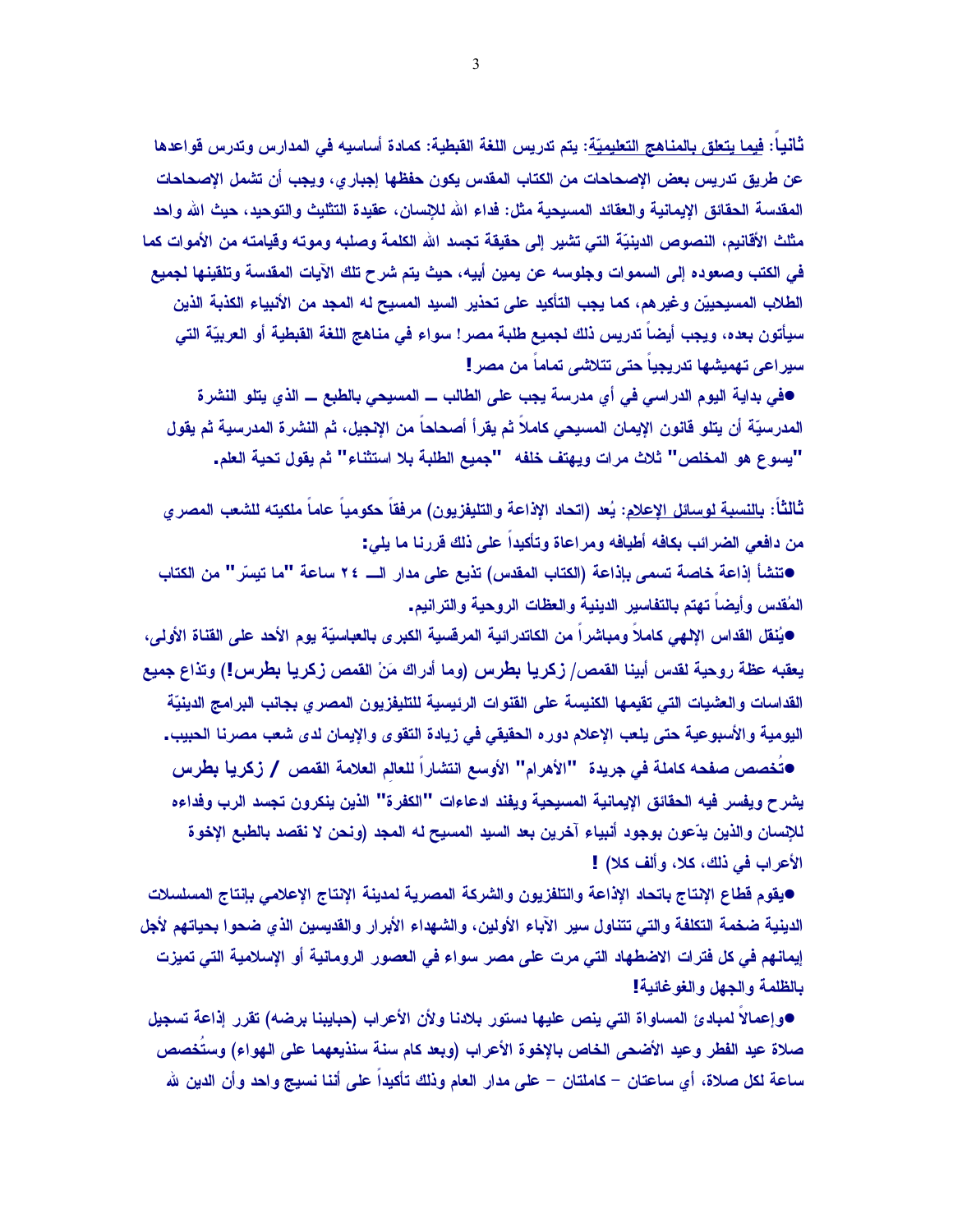**ثانياً: <u>فيما يتعلق بالمناهج التعليميّة</u>: يتم تدريس اللغة القبطية: كمادة أساسيه في المدارس وتدرس قواعدها عن طريق تدريس بعض الإصحاحات من الكتاب المقدس يكون حفظها إجباري، ويجب أن تشمل الإصحاحات المقدسة الحقائق الإيمانية والعقائد المسيحية مثل: فداء الله للإنسان، عقيدة التثليث والتوحيد، حيث الله واحد مثلث الأقانيم، النصوص الدينيّة التي تشير إلى حقيقة تجسد الله الكلمة وصلبه وموته وقيامته من الأموات كما في الكتب وصعوده إلى السموات وجلوسه عن يمين أبيه، حيث يتم شرح تلك الآيات المقدسة وتلقينها لجميع الطلاب المسيحييّن وغيرهم، كما يجب التأكيد على تحذير السيد المسيح له المجد من الأنبياء الكذبة الذين سيأتون بعده، ويجب أيضاً تدريس ذلك لجميع طلبة مصر! سواء في مناهج اللغة القبطية أو العربيّة التي سيراعى تهميشها تدريجياً حتى تتلاشى تماماً من مصر!**

- **في بداية اليوم الدراسي في أي مدرسة يجب على الطالب ــ المسيحي بالطبع ــ الذي يتلو النشرة المدرسيّة أن يتلو قانون الإيمان المسيحي كاملاً ثم يقرأ أصحاحاً من الإنجيل، ثم النشرة المدرسية ثم يقول "يسوع هو المخلص" ثلاث مرات ويهتف خلفه "جميع الطلبة بلا استثناء" ثم يقول تحية العلم.**

**ثالثاً: <u>بالنسبة لوسائل الإعلام</u>: يُعد (اتحاد الإذاعة والتليفزيون) مرفقاً حكومياً عاماً ملكيته للشعب المصري من دافعي الضرائب بكافه أطيافه ومراعاة وتأكيداً على ذلك قررنا ما يلي:**

- **تنشأ إذاعة خاصة تسمى بإذاعة (الكتاب المقدس) تذيع على مدار الـ ٢٤ ساعة "ما تيسّر" من الكتاب المُقدس وأيضاً تهتم بالتفاسير الدينية والعظات الروحية والترانيم.**
- **يُنقل القداس الإلهي كاملاً ومباشراً من الكاتدرائية المرقسية الكبرى بالعباسيّة يوم الأحد على القناة الأولى، يعقبه عظة روحية لقدس أبينا القمص/ زكريا بطرس (وما أدراك مَنْ القمص زكريا بطرس!) وتذاع جميع القداسات والعشيات التي تقيمها الكنيسة على القنوات الرئيسية للتليفزيون المصري بجانب البرامج الدينيّة اليومية والأسبوعية حتى يلعب الإعلام دوره الحقيقي في زيادة التقوى والإيمان لدى شعب مصرنا الحبيب.**
- **تُخصص صفحه كاملة في جريدة "الأهرام" الأوسع انتشاراً للعالم العلامة القمص / زكريا بطرس يشرح ويفسر فيه الحقائق الإيمانية المسيحية ويفند ادعاءات "الكفرة" الذين ينكرون تجسد الرب وفداءه للإنسان والذين يدّعون بوجود أنبياء آخرين بعد السيد المسيح له المجد (ونحن لا نقصد بالطبع الإخوة الأعراب في ذلك، كلا، وألف كلا) !**
- **يقوم قطاع الإنتاج باتحاد الإذاعة والتلفزيون والشركة المصرية لمدينة الإنتاج الإعلامي بإنتاج المسلسلات الدينية ضخمة التكلفة والتي تتناول سير الآباء الأولين، والشهداء الأبرار والقديسين الذي ضحوا بحياتهم لأجل إيمانهم في كل فترات الاضطهاد التي مرت على مصر سواء في العصور الرومانية أو الإسلامية التي تميزت بالظلمة والجهل والغوغائية!**
- **وإعمالاً لمبادئ المساواة التي ينص عليها دستور بلادنا ولأن الأعراب (حبايبنا برضه) تقرر إذاعة تسجيل صلاة عيد الفطر وعيد الأضحى الخاص بالإخوة الأعراب (وبعد كام سنة سنذيعهما على الهواء) وستُخصص ساعة لكل صلاة، أي ساعتان – كاملتان – على مدار العام وذلك تأكيداً على أننا نسيج واحد وأن الدين لله**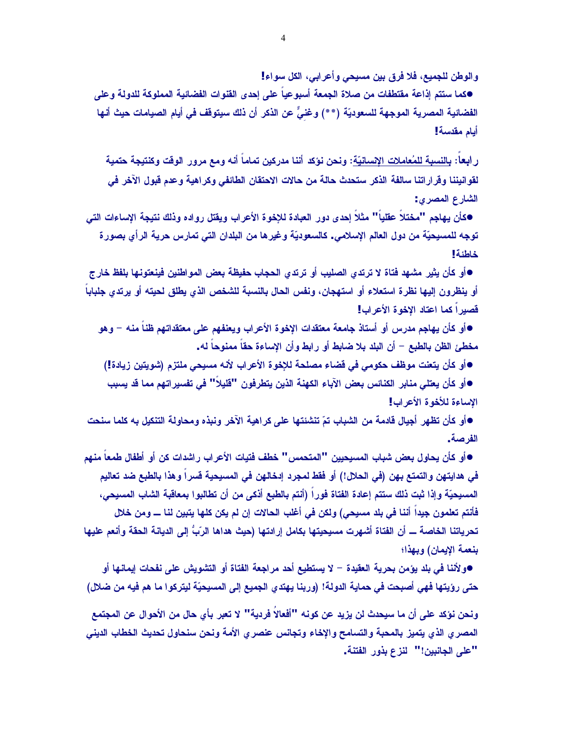**والوطن للجميع، فلا فرق بين مسيحي وأعرابي، الكل سواء!**

**●كما ستتم إذاعة مقتطفات من صلاة الجمعة أسبوعياً على إحدى القنوات الفضائية المملوكة للدولة وعلى الفضائية المصرية الموجهة للسعوديّة (**) وغنيٌّ عن الذكر أن ذلك سيتوقف في أيام الصيامات حيث أنها أيام مقدسة!**

**رابعاً: <u>بالنسبة للمُعاملات الإنسانيّة</u>: ونحن نؤكد أننا مدركين تماماً أنه ومع مرور الوقت وكنتيجة حتمية لقوانيننا وقراراتنا سالفة الذكر ستحدث حالة من حالات الاحتقان الطائفي وكراهية وعدم قبول الآخر في الشارع المصري:**

**●كأن يهاجم "مختلاً عقلياً" مثلاً إحدى دور العبادة للإخوة الأعراب ويقتل رواده وذلك نتيجة الإساءات التي توجه للمسيحيّة من دول العالم الإسلامي. كالسعوديّة وغيرها من البلدان التي تمارس حرية الرأي بصورة خاطئة!**

**●أو كأن يثير مشهد فتاة لا ترتدي الصليب أو ترتدي الحجاب حفيظة بعض المواطنين فينعتونها بلفظ خارج أو ينظرون إليها نظرة استعلاء أو استهجان، ونفس الحال بالنسبة للشخص الذي يطلق لحيته أو يرتدي جلباباً قصيراً كما اعتاد الإخوة الأعراب!**

**●أو كأن يهاجم مدرس أو أستاذ جامعة معتقدات الإخوة الأعراب ويعنفهم على معتقداتهم ظناً منه – وهو مخطئ الظن بالطبع – أن البلد بلا ضابط أو رابط وأن الإساءة حقاً ممنوحاً له.**

**●أو كأن يتعنت موظف حكومي في قضاء مصلحة للإخوة الأعراب لأنه مسيحي ملتزم (شويتين زيادة!)**

**●أو كأن يعتلي منابر الكنائس بعض الآباء الكهنة الذين يتطرفون "قليلاً" في تفسيراتهم مما قد يسبب الإساءة للأخوة الأعراب!**

**●أو كأن تظهر أجيال قادمة من الشباب تمّ تنشئتها على كراهية الآخر ونبذه ومحاولة التنكيل به كلما سنحت الفرصة.**

**●أو كأن يحاول بعض شباب المسيحيين "المتحمس" خطف فتيات الأعراب راشدات كن أو أطفال طمعاً منهم في هدايتهن والتمتع بهن (في الحلال!) أو فقط لمجرد إدخالهن في المسيحية قسراً وهذا بالطبع ضد تعاليم المسيحيّة وإذا ثبت ذلك ستتم إعادة الفتاة فوراً (أنتم بالطبع أذكى من أن تطالبوا بمعاقبة الشاب المسيحي، فأنتم تعلمون جيداً أننا في بلد مسيحي) ولكن في أغلب الحالات إن لم يكن كلها يتبين لنا ــ ومن خلال تحرياتنا الخاصة ــ أن الفتاة أشهرت مسيحيتها بكامل إرادتها (حيث هداها الرّبُّ إلى الديانة الحقة وأنعم عليها بنعمة الإيمان) وبهذا؛**

**●ولأننا في بلد يؤمن بحرية العقيدة – لا يستطيع أحد مراجعة الفتاة أو التشويش على نفحات إيمانها أو حتى رؤيتها فهي أصبحت في حماية الدولة! (وربنا يهتدي الجميع إلى المسيحيّة ليتركوا ما هم فيه من ضلال)**

**ونحن نؤكد على أن ما سيحدث لن يزيد عن كونه "أفعالاً فردية" لا تعبر بأي حال من الأحوال عن المجتمع المصري الذي يتميز بالمحبة والتسامح والإخاء وتجانس عنصري الأمة ونحن سنحاول تحديث الخطاب الديني "على الجانبين!" لنزع بذور الفتنة.**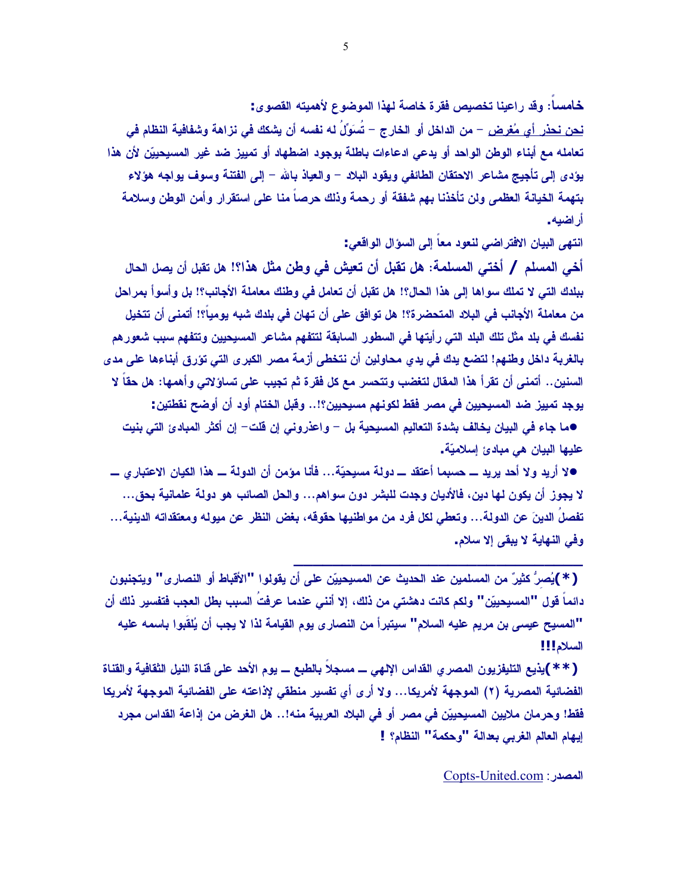**خامساً: وقد راعينا تخصيص فقرة خاصة لهذا الموضوع لأهميته القصوى:**

**<u>نحن نحذر أي مُغرض</u> – من الداخل أو الخارج – تُسَوِّلُ له نفسه أن يشكك في نزاهة وشفافية النظام في تعامله مع أبناء الوطن الواحد أو يدعي ادعاءات باطلة بوجود اضطهاد أو تمييز ضد غير المسيحيّن لأن هذا يؤدى إلى تأجيج مشاعر الاحتقان الطائفي ويقود البلاد – والعياذ بالله – إلى الفتنة وسوف يواجه هؤلاء بتهمة الخيانة العظمى ولن تأخذنا بهم شفقة أو رحمة وذلك حرصاً منا على استقرار وأمن الوطن وسلامة أراضيه.**

**انتهى البيان الافتراضي لنعود معاً إلى السؤال الواقعي:**

**أخي المسلم / أختي المسلمة: هل تقبل أن تعيش في وطن مثل هذا؟! هل تقبل أن يصل الحال ببلدك التي لا تملك سواها إلى هذا الحال؟! هل تقبل أن تعامل في وطنك معاملة الأجانب؟! بل وأسوأ بمراحل من معاملة الأجانب في البلاد المتحضرة؟! هل توافق على أن تهان في بلدك شبه يومياً؟! أتمنى أن تتخيل نفسك في بلد مثل تلك البلد التي رأيتها في السطور السابقة لتتفهم مشاعر المسيحيين وتتفهم سبب شعورهم بالغربة داخل وطنهم! لتضع يدك في يدي محاولين أن نتخطى أزمة مصر الكبرى التي تؤرق أبناءها على مدى السنين.. أتمنى أن تقرأ هذا المقال لتغضب وتتحسر مع كل فقرة ثم تجيب على تساؤلاتي وأهمها: هل حقاً لا يوجد تمييز ضد المسيحيين في مصر فقط لكونهم مسيحيين؟!.. وقبل الختام أود أن أوضح نقطتين:**

- **ما جاء في البيان يخالف بشدة التعاليم المسيحية بل – واعذروني إن قلت– إن أكثر المبادئ التي بنيت عليها البيان هي مبادئ إسلاميّة.**
- **لا أريد ولا أحد يريد ــ حسبما أعتقد ــ دولة مسيحيّة... فأنا مؤمن أن الدولة ــ هذا الكيان الاعتباري ــ لا يجوز أن يكون لها دين، فالأديان وجدت للبشر دون سواهم... والحل الصائب هو دولة علمانية بحق... تفصلُ الدينَ عن الدولة... وتعطي لكل فرد من مواطنيها حقوقه، بغض النظر عن ميوله ومعتقداته الدينية... وفي النهاية لا يبقى إلا سلام.**

---

**(*)يُصرُ كثيرٌ من المسلمين عند الحديث عن المسيحيّن على أن يقولوا "الأقباط أو النصارى" ويتجنبون دائماً قول "المسيحييّن" ولكم كانت دهشتي من ذلك، إلا أنني عندما عرفتُ السبب بطل العجب فتفسير ذلك أن "المسيح عيسى بن مريم عليه السلام" سيتبرأ من النصارى يوم القيامة لذا لا يجب أن يُلقَبوا باسمه عليه السلام!!!**

**(**)يذيع التليفزيون المصري القداس الإلهي ــ مسجلاً بالطبع ــ يوم الأحد على قناة النيل الثقافية والقناة الفضائية المصرية (٢) الموجهة لأمريكا... ولا أرى أي تفسير منطقي لإذاعته على الفضائية الموجهة لأمريكا فقط! وحرمان ملايين المسيحيّن في مصر أو في البلاد العربية منه!.. هل الغرض من إذاعة القداس مجرد إيهام العالم الغربي بعدالة "وحكمة" النظام؟ !**

**المصدر:** Copts-United.com